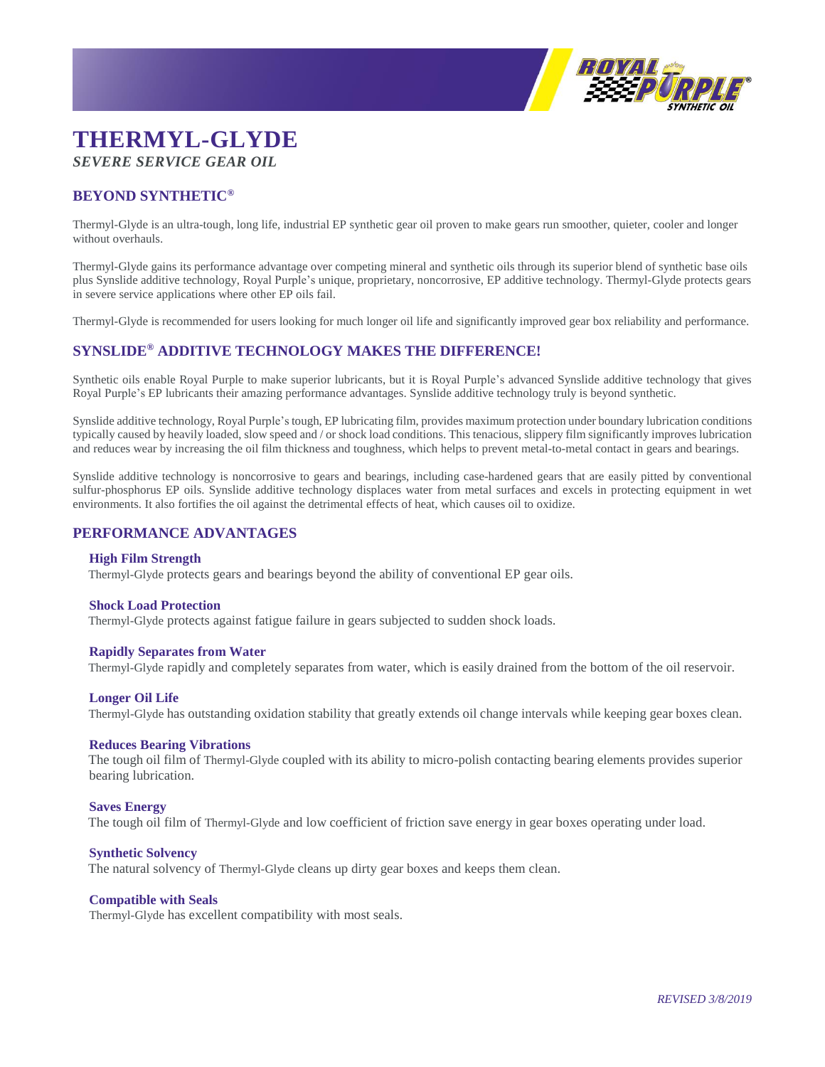# THERMYL-GLYDE

*SEVERE SERVICE GEAR OIL*

## BEYOND SYNTHETIC®

Thermyl-Glyde is an ultra-tough, long life, industrial EP synthetic gear oil proven to make gears run smoother, quieter, cooler and longer without overhauls.

Thermyl-Glyde gains its performance advantage over competing mineral and synthetic oils through its superior blend of synthetic base oils plus Synslide additive technology, Royal Purple's unique, proprietary, noncorrosive, EP additive technology. Thermyl-Glyde protects gears in severe service applications where other EP oils fail.

Thermyl-Glyde is recommended for users looking for much longer oil life and significantly improved gear box reliability and performance.

## SYNSLIDE® ADDITIVE TECHNOLOGY MAKES THE DIFFERENCE!

Synthetic oils enable Royal Purple to make superior lubricants, but it is Royal Purple's advanced Synslide additive technology that gives Royal Purple's EP lubricants their amazing performance advantages. Synslide additive technology truly is beyond synthetic.

Synslide additive technology, Royal Purple's tough, EP lubricating film, provides maximum protection under boundary lubrication conditions typically caused by heavily loaded, slow speed and / or shock load conditions. This tenacious, slippery film significantly improves lubrication and reduces wear by increasing the oil film thickness and toughness, which helps to prevent metal-to-metal contact in gears and bearings.

Synslide additive technology is noncorrosive to gears and bearings, including case-hardened gears that are easily pitted by conventional sulfur-phosphorus EP oils. Synslide additive technology displaces water from metal surfaces and excels in protecting equipment in wet environments. It also fortifies the oil against the detrimental effects of heat, which causes oil to oxidize.

## PERFORMANCE ADVANTAGES

### High Film Strength

Thermyl-Glyde protects gears and bearings beyond the ability of conventional EP gear oils.

### Shock Load Protection

Thermyl-Glyde protects against fatigue failure in gears subjected to sudden shock loads.

### Rapidly Separates from Water

Thermyl-Glyde rapidly and completely separates from water, which is easily drained from the bottom of the oil reservoir.

### Longer Oil Life

Thermyl-Glyde has outstanding oxidation stability that greatly extends oil change intervals while keeping gear boxes clean.

### Reduces Bearing Vibrations

The tough oil film of Thermyl-Glyde coupled with its ability to micro-polish contacting bearing elements provides superior bearing lubrication.

### Saves Energy

The tough oil film of Thermyl-Glyde and low coefficient of friction save energy in gear boxes operating under load.

### Synthetic Solvency

The natural solvency of Thermyl-Glyde cleans up dirty gear boxes and keeps them clean.

### Compatible with Seals

Thermyl-Glyde has excellent compatibility with most seals.

*REVISED 3/8/2019*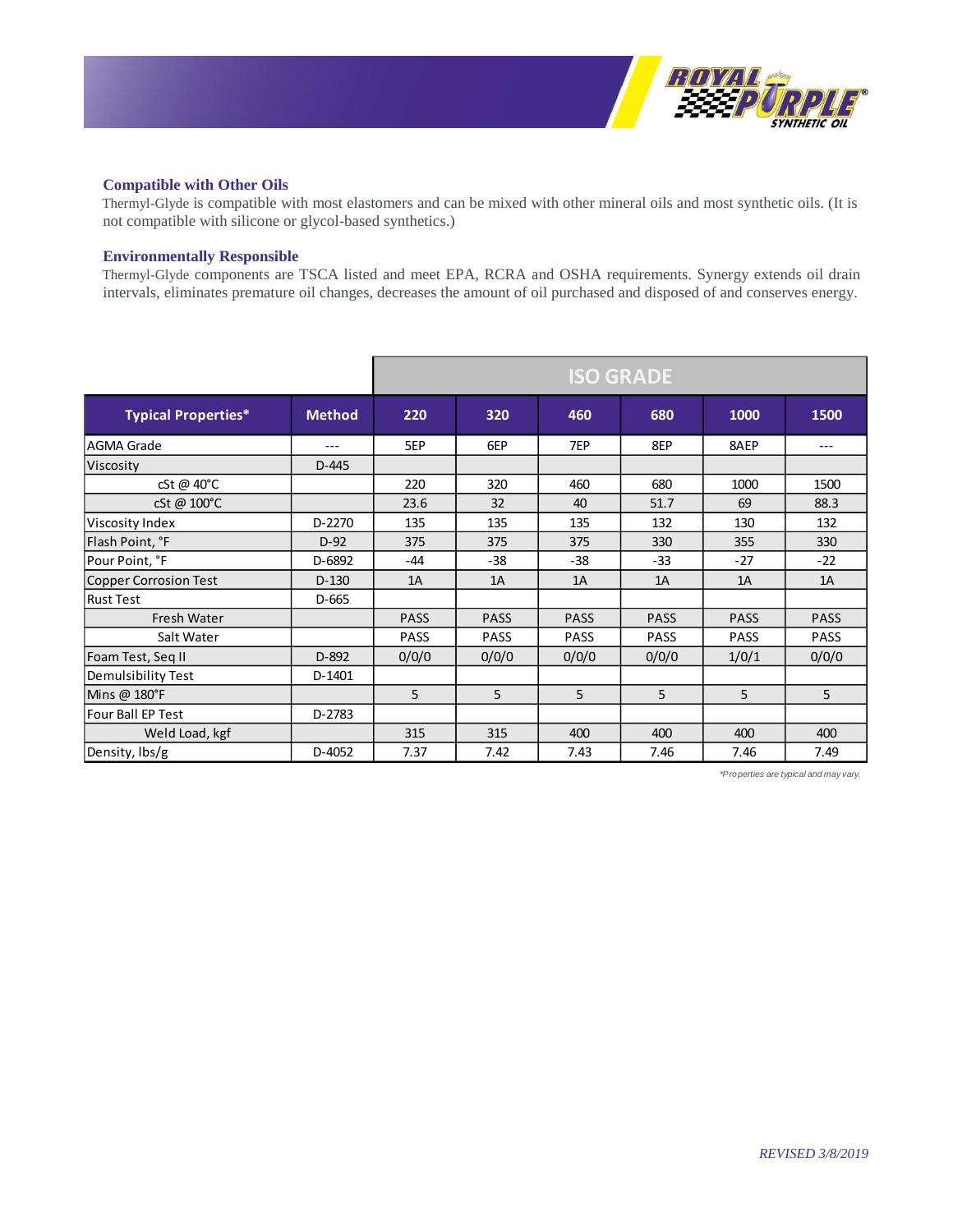## Compatible with Other Oils

Thermyl-Glyde is compatible with most elastomers and can be mixed with other mineral oils and most synthetic oils. (It is not compatible with silicone or glycol-based synthetics.)

## Environmentally Responsible

Thermyl-Glyde components are TSCA listed and meet EPA, RCRA and OSHA requirements. Synergy extends oil drain intervals, eliminates premature oil changes, decreases the amount of oil purchased and disposed of and conserves energy.

| | | ISO GRADE | | | | | |
|---|---|---|---|---|---|---|---|
| **Typical Properties*** | **Method** | **220** | **320** | **460** | **680** | **1000** | **1500** |
| AGMA Grade | --- | 5EP | 6EP | 7EP | 8EP | 8AEP | --- |
| Viscosity | D-445 | | | | | | |
| cSt @ 40°C | | 220 | 320 | 460 | 680 | 1000 | 1500 |
| cSt @ 100°C | | 23.6 | 32 | 40 | 51.7 | 69 | 88.3 |
| Viscosity Index | D-2270 | 135 | 135 | 135 | 132 | 130 | 132 |
| Flash Point, °F | D-92 | 375 | 375 | 375 | 330 | 355 | 330 |
| Pour Point, °F | D-6892 | -44 | -38 | -38 | -33 | -27 | -22 |
| Copper Corrosion Test | D-130 | 1A | 1A | 1A | 1A | 1A | 1A |
| Rust Test | D-665 | | | | | | |
| Fresh Water | | PASS | PASS | PASS | PASS | PASS | PASS |
| Salt Water | | PASS | PASS | PASS | PASS | PASS | PASS |
| Foam Test, Seq II | D-892 | 0/0/0 | 0/0/0 | 0/0/0 | 0/0/0 | 1/0/1 | 0/0/0 |
| Demulsibility Test | D-1401 | | | | | | |
| Mins @ 180°F | | 5 | 5 | 5 | 5 | 5 | 5 |
| Four Ball EP Test | D-2783 | | | | | | |
| Weld Load, kgf | | 315 | 315 | 400 | 400 | 400 | 400 |
| Density, lbs/g | D-4052 | 7.37 | 7.42 | 7.43 | 7.46 | 7.46 | 7.49 |

*Properties are typical and may vary.

*REVISED 3/8/2019*